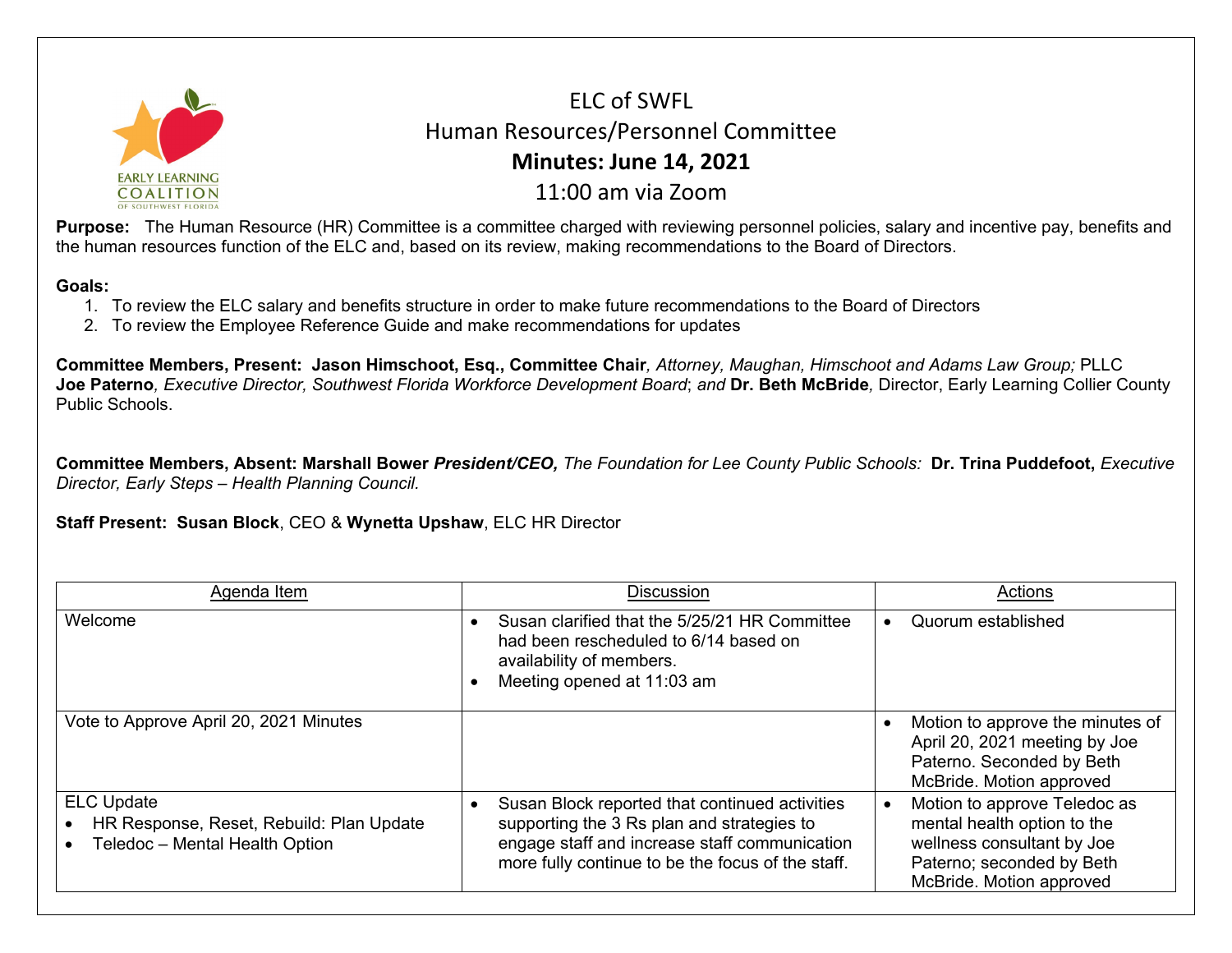# ELC of SWFL

## Human Resources/Personnel Committee

## **Minutes: June 14, 2021**

11:00 am via Zoom

**Purpose:** The Human Resource (HR) Committee is a committee charged with reviewing personnel policies, salary and incentive pay, benefits and the human resources function of the ELC and, based on its review, making recommendations to the Board of Directors.

**Goals:**

1. To review the ELC salary and benefits structure in order to make future recommendations to the Board of Directors
2. To review the Employee Reference Guide and make recommendations for updates

**Committee Members, Present: Jason Himschoot, Esq., Committee Chair**, *Attorney, Maughan, Himschoot and Adams Law Group;* PLLC
**Joe Paterno**, *Executive Director, Southwest Florida Workforce Development Board*; *and* **Dr. Beth McBride**, Director, Early Learning Collier County Public Schools.

**Committee Members, Absent: Marshall Bower *President/CEO,*** *The Foundation for Lee County Public Schools:* **Dr. Trina Puddefoot,** *Executive Director, Early Steps – Health Planning Council.*

**Staff Present: Susan Block**, CEO & **Wynetta Upshaw**, ELC HR Director

| Agenda Item | Discussion | Actions |
|---|---|---|
| Welcome | • Susan clarified that the 5/25/21 HR Committee had been rescheduled to 6/14 based on availability of members.<br>• Meeting opened at 11:03 am | • Quorum established |
| Vote to Approve April 20, 2021 Minutes | | • Motion to approve the minutes of April 20, 2021 meeting by Joe Paterno. Seconded by Beth McBride. Motion approved |
| ELC Update<br>• HR Response, Reset, Rebuild: Plan Update<br>• Teledoc – Mental Health Option | • Susan Block reported that continued activities supporting the 3 Rs plan and strategies to engage staff and increase staff communication more fully continue to be the focus of the staff. | • Motion to approve Teledoc as mental health option to the wellness consultant by Joe Paterno; seconded by Beth McBride. Motion approved |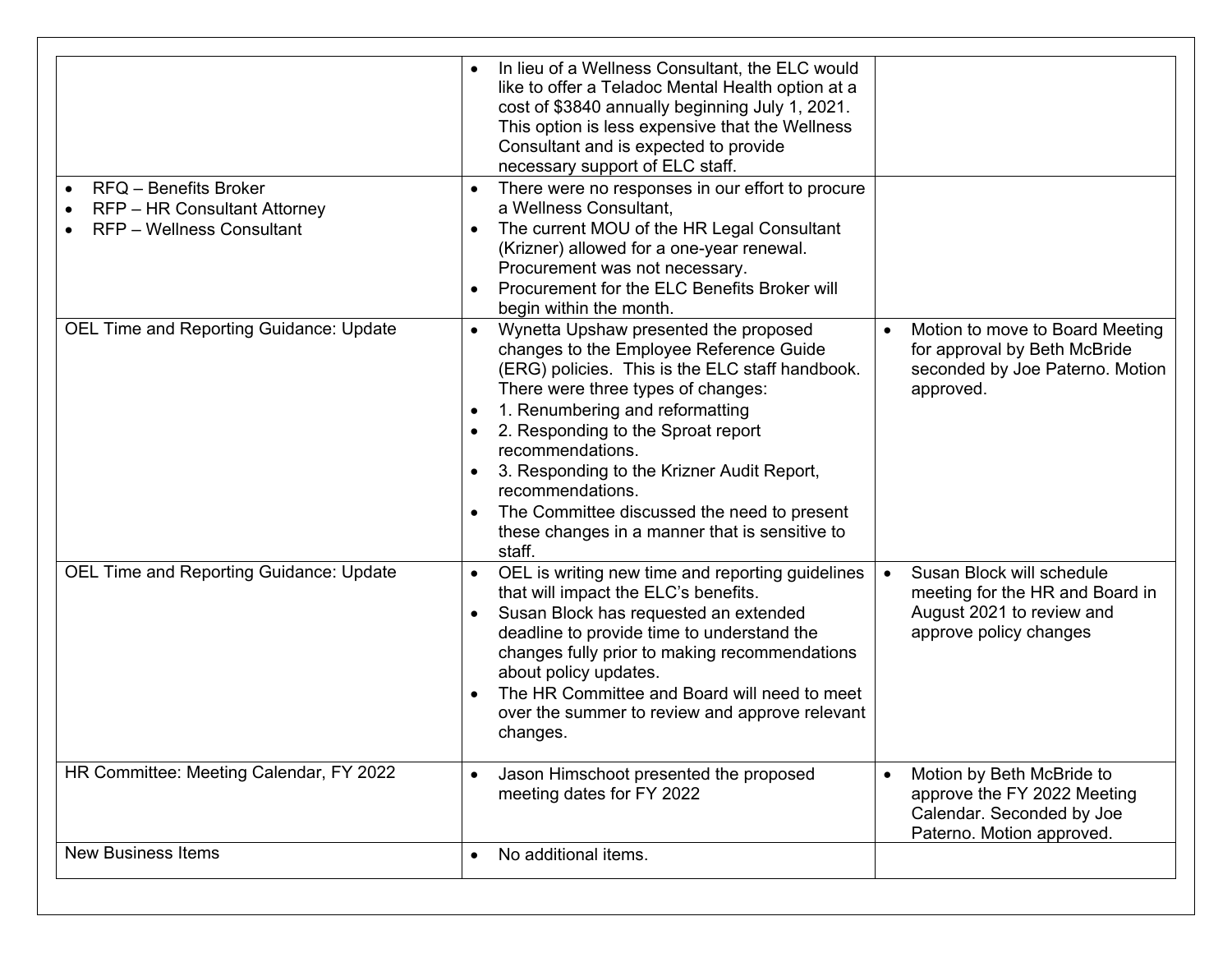| | | |
|---|---|---|
| | • In lieu of a Wellness Consultant, the ELC would like to offer a Teladoc Mental Health option at a cost of $3840 annually beginning July 1, 2021. This option is less expensive that the Wellness Consultant and is expected to provide necessary support of ELC staff. | |
| • RFQ – Benefits Broker<br>• RFP – HR Consultant Attorney<br>• RFP – Wellness Consultant | • There were no responses in our effort to procure a Wellness Consultant,<br>• The current MOU of the HR Legal Consultant (Krizner) allowed for a one-year renewal. Procurement was not necessary.<br>• Procurement for the ELC Benefits Broker will begin within the month. | |
| OEL Time and Reporting Guidance: Update | • Wynetta Upshaw presented the proposed changes to the Employee Reference Guide (ERG) policies. This is the ELC staff handbook. There were three types of changes:<br>• 1. Renumbering and reformatting<br>• 2. Responding to the Sproat report recommendations.<br>• 3. Responding to the Krizner Audit Report, recommendations.<br>• The Committee discussed the need to present these changes in a manner that is sensitive to staff. | • Motion to move to Board Meeting for approval by Beth McBride seconded by Joe Paterno. Motion approved. |
| OEL Time and Reporting Guidance: Update | • OEL is writing new time and reporting guidelines that will impact the ELC's benefits.<br>• Susan Block has requested an extended deadline to provide time to understand the changes fully prior to making recommendations about policy updates.<br>• The HR Committee and Board will need to meet over the summer to review and approve relevant changes. | • Susan Block will schedule meeting for the HR and Board in August 2021 to review and approve policy changes |
| HR Committee: Meeting Calendar, FY 2022 | • Jason Himschoot presented the proposed meeting dates for FY 2022 | • Motion by Beth McBride to approve the FY 2022 Meeting Calendar. Seconded by Joe Paterno. Motion approved. |
| New Business Items | • No additional items. | |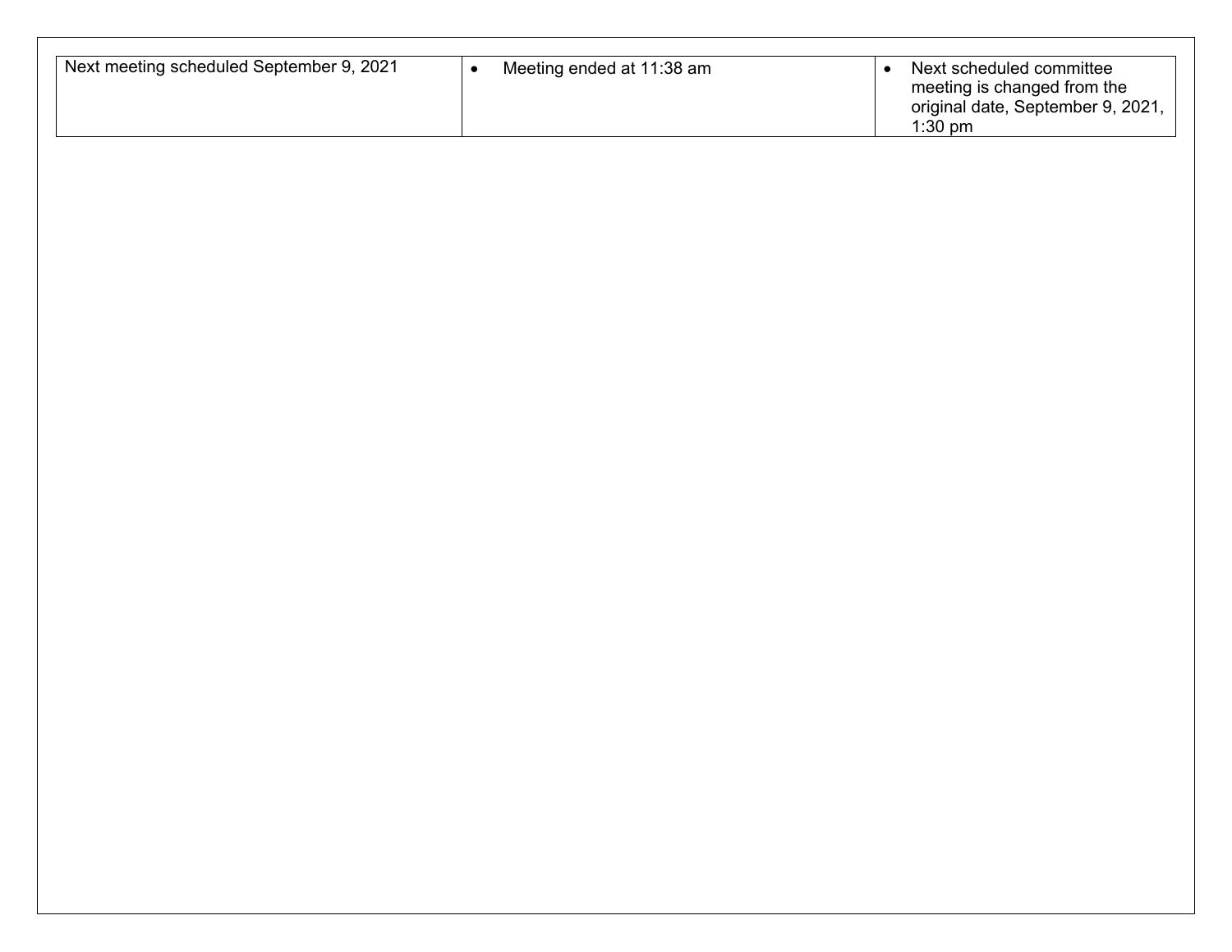| | | |
|---|---|---|
| Next meeting scheduled September 9, 2021 | • Meeting ended at 11:38 am | • Next scheduled committee meeting is changed from the original date, September 9, 2021, 1:30 pm |